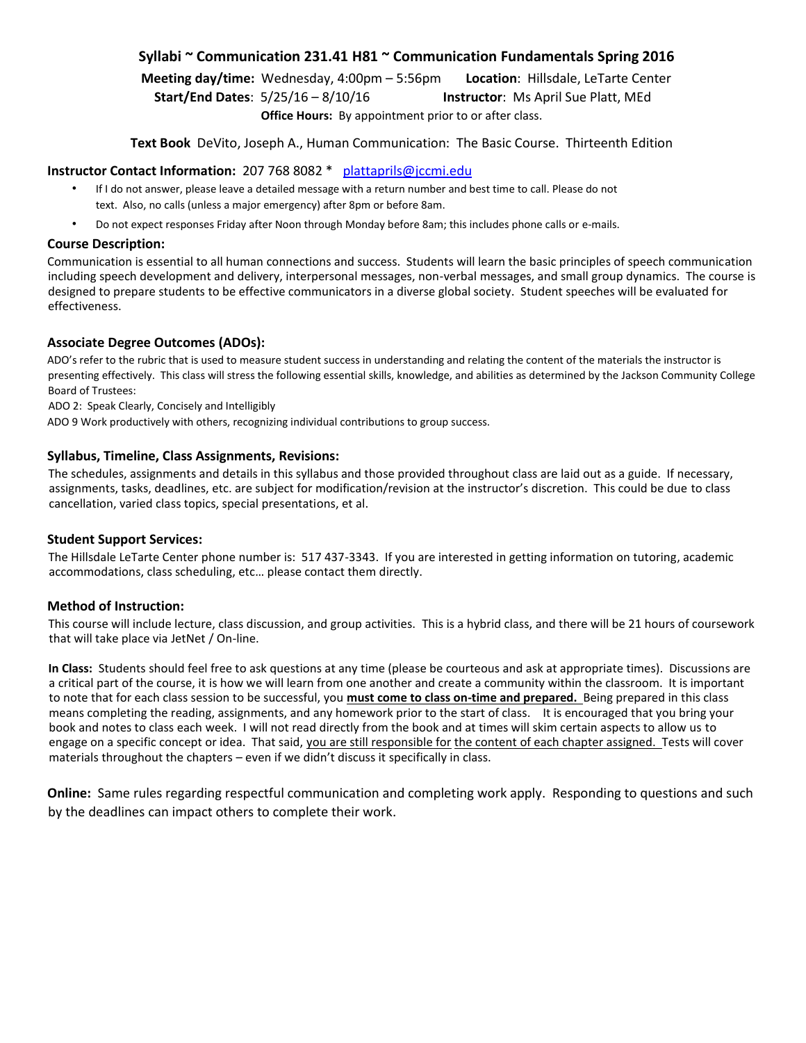# Syllabi ~ Communication 231.41 H81 ~ Communication Fundamentals Spring 2016

**Meeting day/time:** Wednesday, 4:00pm – 5:56pm **Location**: Hillsdale, LeTarte Center
**Start/End Dates**: 5/25/16 – 8/10/16 **Instructor**: Ms April Sue Platt, MEd
**Office Hours:** By appointment prior to or after class.

**Text Book** DeVito, Joseph A., Human Communication: The Basic Course. Thirteenth Edition

**Instructor Contact Information:** 207 768 8082 * plattaprils@jccmi.edu

- If I do not answer, please leave a detailed message with a return number and best time to call. Please do not text. Also, no calls (unless a major emergency) after 8pm or before 8am.
- Do not expect responses Friday after Noon through Monday before 8am; this includes phone calls or e-mails.

## Course Description:

Communication is essential to all human connections and success. Students will learn the basic principles of speech communication including speech development and delivery, interpersonal messages, non-verbal messages, and small group dynamics. The course is designed to prepare students to be effective communicators in a diverse global society. Student speeches will be evaluated for effectiveness.

## Associate Degree Outcomes (ADOs):

ADO's refer to the rubric that is used to measure student success in understanding and relating the content of the materials the instructor is presenting effectively. This class will stress the following essential skills, knowledge, and abilities as determined by the Jackson Community College Board of Trustees:

ADO 2: Speak Clearly, Concisely and Intelligibly

ADO 9 Work productively with others, recognizing individual contributions to group success.

## Syllabus, Timeline, Class Assignments, Revisions:

The schedules, assignments and details in this syllabus and those provided throughout class are laid out as a guide. If necessary, assignments, tasks, deadlines, etc. are subject for modification/revision at the instructor's discretion. This could be due to class cancellation, varied class topics, special presentations, et al.

## Student Support Services:

The Hillsdale LeTarte Center phone number is: 517 437-3343. If you are interested in getting information on tutoring, academic accommodations, class scheduling, etc… please contact them directly.

## Method of Instruction:

This course will include lecture, class discussion, and group activities. This is a hybrid class, and there will be 21 hours of coursework that will take place via JetNet / On-line.

**In Class:** Students should feel free to ask questions at any time (please be courteous and ask at appropriate times). Discussions are a critical part of the course, it is how we will learn from one another and create a community within the classroom. It is important to note that for each class session to be successful, you **must come to class on-time and prepared.** Being prepared in this class means completing the reading, assignments, and any homework prior to the start of class. It is encouraged that you bring your book and notes to class each week. I will not read directly from the book and at times will skim certain aspects to allow us to engage on a specific concept or idea. That said, you are still responsible for the content of each chapter assigned. Tests will cover materials throughout the chapters – even if we didn't discuss it specifically in class.

**Online:** Same rules regarding respectful communication and completing work apply. Responding to questions and such by the deadlines can impact others to complete their work.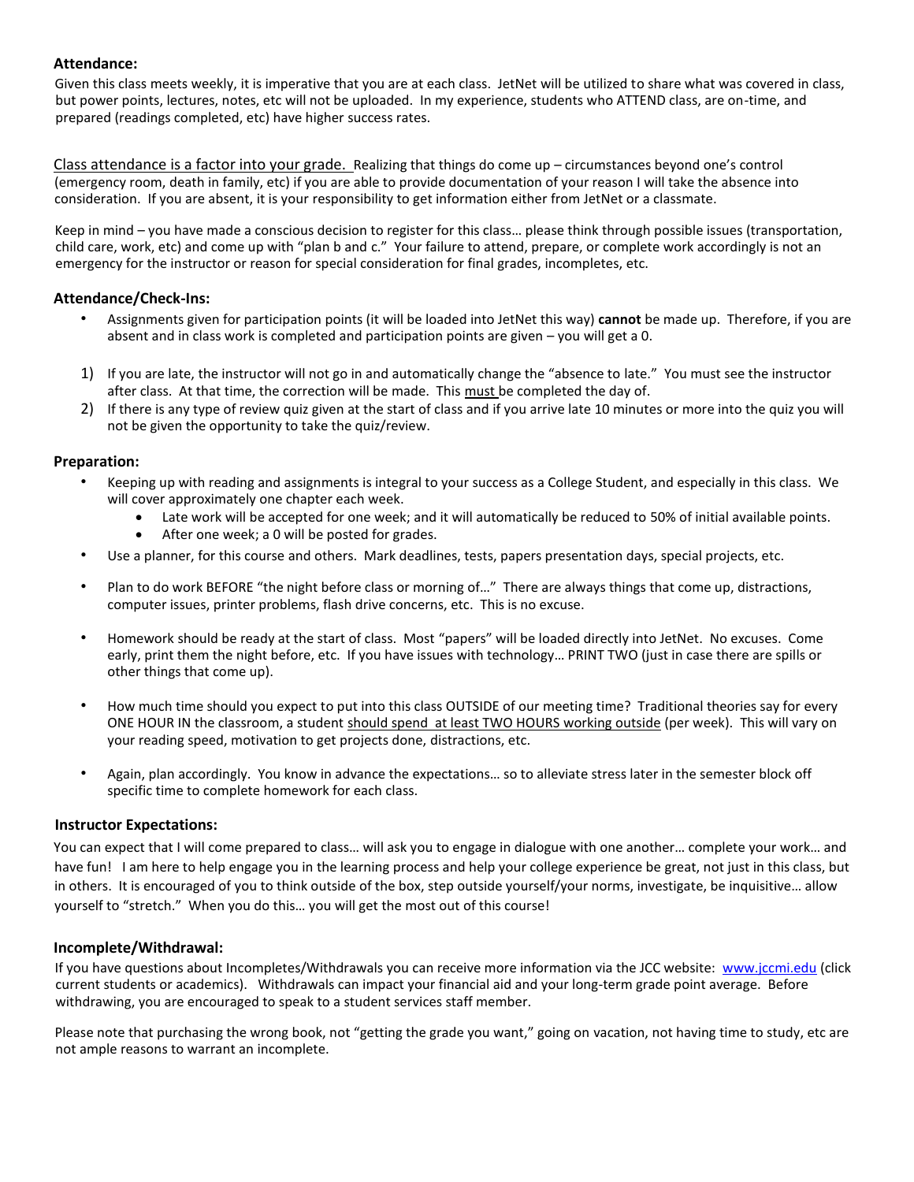### Attendance:

Given this class meets weekly, it is imperative that you are at each class. JetNet will be utilized to share what was covered in class, but power points, lectures, notes, etc will not be uploaded. In my experience, students who ATTEND class, are on-time, and prepared (readings completed, etc) have higher success rates.

<u>Class attendance is a factor into your grade.</u> Realizing that things do come up – circumstances beyond one's control (emergency room, death in family, etc) if you are able to provide documentation of your reason I will take the absence into consideration. If you are absent, it is your responsibility to get information either from JetNet or a classmate.

Keep in mind – you have made a conscious decision to register for this class… please think through possible issues (transportation, child care, work, etc) and come up with "plan b and c." Your failure to attend, prepare, or complete work accordingly is not an emergency for the instructor or reason for special consideration for final grades, incompletes, etc.

### Attendance/Check-Ins:

- Assignments given for participation points (it will be loaded into JetNet this way) **cannot** be made up. Therefore, if you are absent and in class work is completed and participation points are given – you will get a 0.

1) If you are late, the instructor will not go in and automatically change the "absence to late." You must see the instructor after class. At that time, the correction will be made. This <u>must</u> be completed the day of.
2) If there is any type of review quiz given at the start of class and if you arrive late 10 minutes or more into the quiz you will not be given the opportunity to take the quiz/review.

### Preparation:

- Keeping up with reading and assignments is integral to your success as a College Student, and especially in this class. We will cover approximately one chapter each week.
  - Late work will be accepted for one week; and it will automatically be reduced to 50% of initial available points.
  - After one week; a 0 will be posted for grades.
- Use a planner, for this course and others. Mark deadlines, tests, papers presentation days, special projects, etc.
- Plan to do work BEFORE "the night before class or morning of…" There are always things that come up, distractions, computer issues, printer problems, flash drive concerns, etc. This is no excuse.
- Homework should be ready at the start of class. Most "papers" will be loaded directly into JetNet. No excuses. Come early, print them the night before, etc. If you have issues with technology… PRINT TWO (just in case there are spills or other things that come up).
- How much time should you expect to put into this class OUTSIDE of our meeting time? Traditional theories say for every ONE HOUR IN the classroom, a student <u>should spend at least TWO HOURS working outside</u> (per week). This will vary on your reading speed, motivation to get projects done, distractions, etc.
- Again, plan accordingly. You know in advance the expectations… so to alleviate stress later in the semester block off specific time to complete homework for each class.

### Instructor Expectations:

You can expect that I will come prepared to class… will ask you to engage in dialogue with one another… complete your work… and have fun! I am here to help engage you in the learning process and help your college experience be great, not just in this class, but in others. It is encouraged of you to think outside of the box, step outside yourself/your norms, investigate, be inquisitive… allow yourself to "stretch." When you do this… you will get the most out of this course!

### Incomplete/Withdrawal:

If you have questions about Incompletes/Withdrawals you can receive more information via the JCC website: www.jccmi.edu (click current students or academics). Withdrawals can impact your financial aid and your long-term grade point average. Before withdrawing, you are encouraged to speak to a student services staff member.

Please note that purchasing the wrong book, not "getting the grade you want," going on vacation, not having time to study, etc are not ample reasons to warrant an incomplete.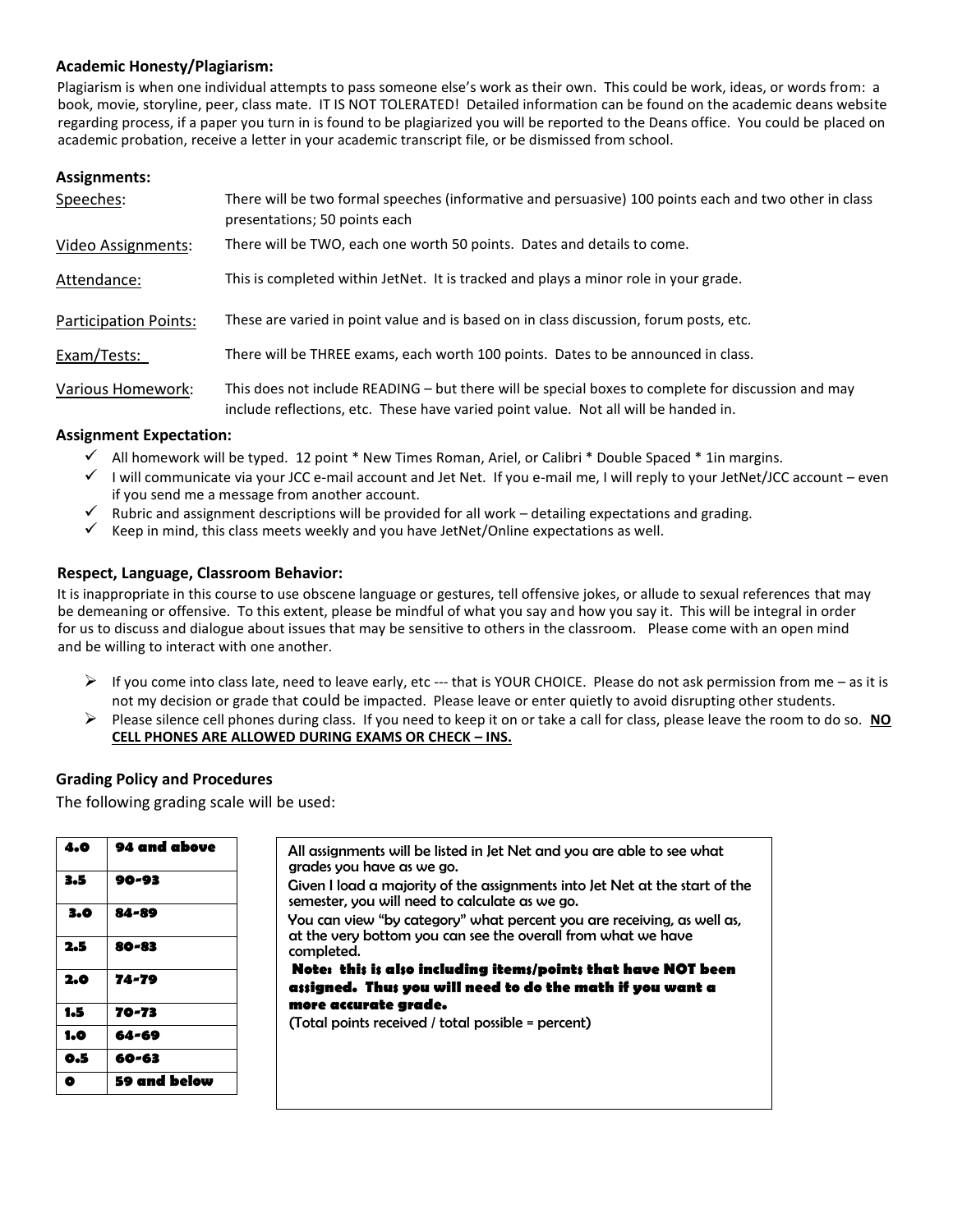### Academic Honesty/Plagiarism:

Plagiarism is when one individual attempts to pass someone else's work as their own. This could be work, ideas, or words from: a book, movie, storyline, peer, class mate. IT IS NOT TOLERATED! Detailed information can be found on the academic deans website regarding process, if a paper you turn in is found to be plagiarized you will be reported to the Deans office. You could be placed on academic probation, receive a letter in your academic transcript file, or be dismissed from school.

### Assignments:

| | |
|---|---|
| Speeches: | There will be two formal speeches (informative and persuasive) 100 points each and two other in class presentations; 50 points each |
| Video Assignments: | There will be TWO, each one worth 50 points. Dates and details to come. |
| Attendance: | This is completed within JetNet. It is tracked and plays a minor role in your grade. |
| Participation Points: | These are varied in point value and is based on in class discussion, forum posts, etc. |
| Exam/Tests: | There will be THREE exams, each worth 100 points. Dates to be announced in class. |
| Various Homework: | This does not include READING – but there will be special boxes to complete for discussion and may include reflections, etc. These have varied point value. Not all will be handed in. |

### Assignment Expectation:

- ✓ All homework will be typed. 12 point * New Times Roman, Ariel, or Calibri * Double Spaced * 1in margins.
- ✓ I will communicate via your JCC e-mail account and Jet Net. If you e-mail me, I will reply to your JetNet/JCC account – even if you send me a message from another account.
- ✓ Rubric and assignment descriptions will be provided for all work – detailing expectations and grading.
- ✓ Keep in mind, this class meets weekly and you have JetNet/Online expectations as well.

### Respect, Language, Classroom Behavior:

It is inappropriate in this course to use obscene language or gestures, tell offensive jokes, or allude to sexual references that may be demeaning or offensive. To this extent, please be mindful of what you say and how you say it. This will be integral in order for us to discuss and dialogue about issues that may be sensitive to others in the classroom. Please come with an open mind and be willing to interact with one another.

- ➢ If you come into class late, need to leave early, etc --- that is YOUR CHOICE. Please do not ask permission from me – as it is not my decision or grade that could be impacted. Please leave or enter quietly to avoid disrupting other students.
- ➢ Please silence cell phones during class. If you need to keep it on or take a call for class, please leave the room to do so. **NO CELL PHONES ARE ALLOWED DURING EXAMS OR CHECK – INS.**

### Grading Policy and Procedures

The following grading scale will be used:

| | |
|---|---|
| 4.0 | 94 and above |
| 3.5 | 90-93 |
| 3.0 | 84-89 |
| 2.5 | 80-83 |
| 2.0 | 74-79 |
| 1.5 | 70-73 |
| 1.0 | 64-69 |
| 0.5 | 60-63 |
| 0 | 59 and below |

All assignments will be listed in Jet Net and you are able to see what grades you have as we go.
Given I load a majority of the assignments into Jet Net at the start of the semester, you will need to calculate as we go.
You can view "by category" what percent you are receiving, as well as, at the very bottom you can see the overall from what we have completed.
**Note: this is also including items/points that have NOT been assigned. Thus you will need to do the math if you want a more accurate grade.**
(Total points received / total possible = percent)